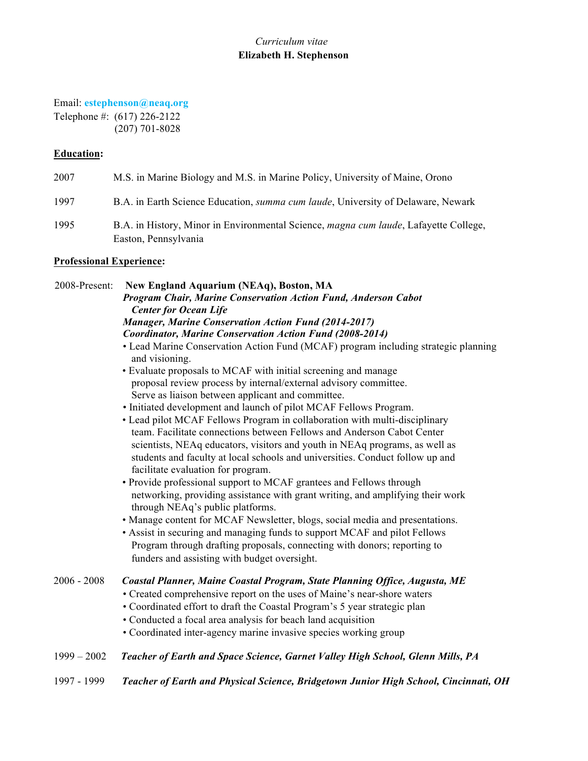*Curriculum vitae*

**Elizabeth H. Stephenson**

Email: **estephenson@neaq.org**
Telephone #: (617) 226-2122
(207) 701-8028

## Education:

2007 M.S. in Marine Biology and M.S. in Marine Policy, University of Maine, Orono

1997 B.A. in Earth Science Education, *summa cum laude*, University of Delaware, Newark

1995 B.A. in History, Minor in Environmental Science, *magna cum laude*, Lafayette College, Easton, Pennsylvania

## Professional Experience:

2008-Present: **New England Aquarium (NEAq), Boston, MA**

***Program Chair, Marine Conservation Action Fund, Anderson Cabot Center for Ocean Life***
***Manager, Marine Conservation Action Fund (2014-2017)***
***Coordinator, Marine Conservation Action Fund (2008-2014)***

- Lead Marine Conservation Action Fund (MCAF) program including strategic planning and visioning.
- Evaluate proposals to MCAF with initial screening and manage proposal review process by internal/external advisory committee. Serve as liaison between applicant and committee.
- Initiated development and launch of pilot MCAF Fellows Program.
- Lead pilot MCAF Fellows Program in collaboration with multi-disciplinary team. Facilitate connections between Fellows and Anderson Cabot Center scientists, NEAq educators, visitors and youth in NEAq programs, as well as students and faculty at local schools and universities. Conduct follow up and facilitate evaluation for program.
- Provide professional support to MCAF grantees and Fellows through networking, providing assistance with grant writing, and amplifying their work through NEAq's public platforms.
- Manage content for MCAF Newsletter, blogs, social media and presentations.
- Assist in securing and managing funds to support MCAF and pilot Fellows Program through drafting proposals, connecting with donors; reporting to funders and assisting with budget oversight.

2006 - 2008 ***Coastal Planner, Maine Coastal Program, State Planning Office, Augusta, ME***

- Created comprehensive report on the uses of Maine's near-shore waters
- Coordinated effort to draft the Coastal Program's 5 year strategic plan
- Conducted a focal area analysis for beach land acquisition
- Coordinated inter-agency marine invasive species working group

1999 – 2002 ***Teacher of Earth and Space Science, Garnet Valley High School, Glenn Mills, PA***

1997 - 1999 ***Teacher of Earth and Physical Science, Bridgetown Junior High School, Cincinnati, OH***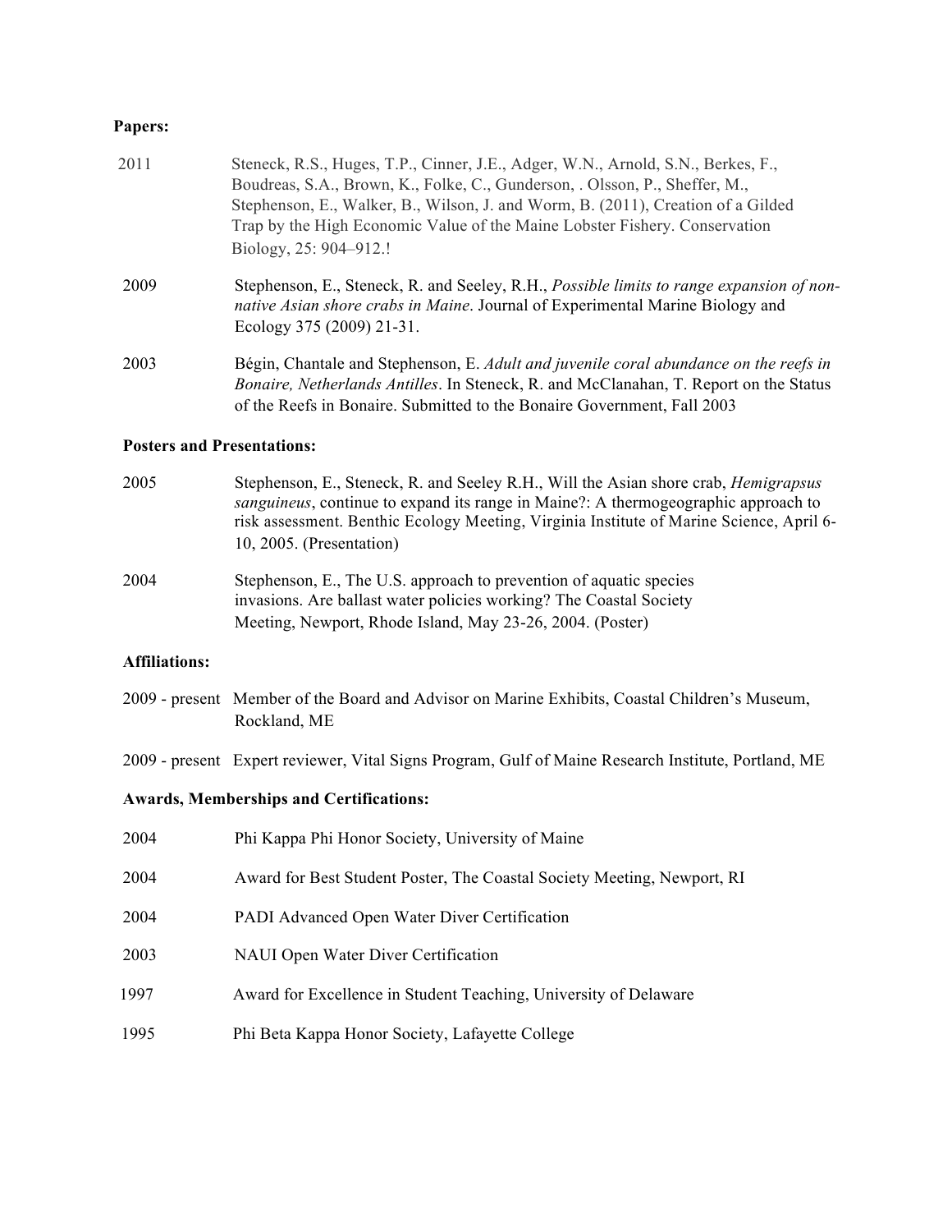**Papers:**

2011 Steneck, R.S., Huges, T.P., Cinner, J.E., Adger, W.N., Arnold, S.N., Berkes, F., Boudreas, S.A., Brown, K., Folke, C., Gunderson, . Olsson, P., Sheffer, M., Stephenson, E., Walker, B., Wilson, J. and Worm, B. (2011), Creation of a Gilded Trap by the High Economic Value of the Maine Lobster Fishery. Conservation Biology, 25: 904–912.!

2009 Stephenson, E., Steneck, R. and Seeley, R.H., *Possible limits to range expansion of non-native Asian shore crabs in Maine*. Journal of Experimental Marine Biology and Ecology 375 (2009) 21-31.

2003 Bégin, Chantale and Stephenson, E. *Adult and juvenile coral abundance on the reefs in Bonaire, Netherlands Antilles*. In Steneck, R. and McClanahan, T. Report on the Status of the Reefs in Bonaire. Submitted to the Bonaire Government, Fall 2003

**Posters and Presentations:**

2005 Stephenson, E., Steneck, R. and Seeley R.H., Will the Asian shore crab, *Hemigrapsus sanguineus*, continue to expand its range in Maine?: A thermogeographic approach to risk assessment. Benthic Ecology Meeting, Virginia Institute of Marine Science, April 6-10, 2005. (Presentation)

2004 Stephenson, E., The U.S. approach to prevention of aquatic species invasions. Are ballast water policies working? The Coastal Society Meeting, Newport, Rhode Island, May 23-26, 2004. (Poster)

**Affiliations:**

2009 - present Member of the Board and Advisor on Marine Exhibits, Coastal Children's Museum, Rockland, ME

2009 - present Expert reviewer, Vital Signs Program, Gulf of Maine Research Institute, Portland, ME

**Awards, Memberships and Certifications:**

2004 Phi Kappa Phi Honor Society, University of Maine

2004 Award for Best Student Poster, The Coastal Society Meeting, Newport, RI

2004 PADI Advanced Open Water Diver Certification

2003 NAUI Open Water Diver Certification

1997 Award for Excellence in Student Teaching, University of Delaware

1995 Phi Beta Kappa Honor Society, Lafayette College